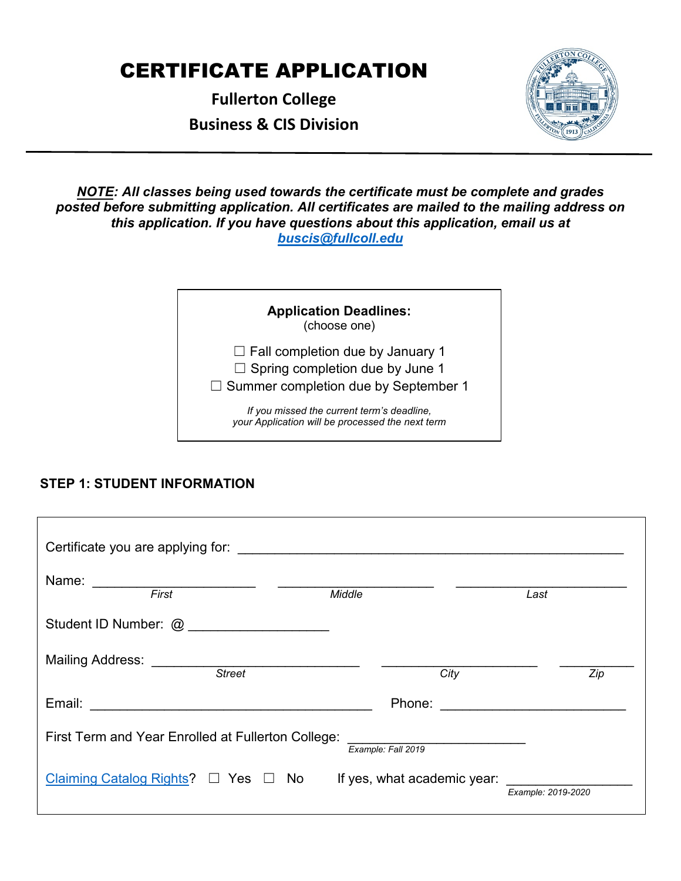# CERTIFICATE APPLICATION

**Fullerton College**

**Business & CIS Division**

***NOTE*: *All classes being used towards the certificate must be complete and grades posted before submitting application. All certificates are mailed to the mailing address on this application. If you have questions about this application, email us at [buscis@fullcoll.edu](mailto:buscis@fullcoll.edu)***

**Application Deadlines:**
(choose one)

☐ Fall completion due by January 1
☐ Spring completion due by June 1
☐ Summer completion due by September 1

*If you missed the current term's deadline, your Application will be processed the next term*

## STEP 1: STUDENT INFORMATION

Certificate you are applying for: ______________________________________________________

Name: ______________________ ______________________ ______________________
*First* *Middle* *Last*

Student ID Number: @ __________________

Mailing Address: ____________________________ ______________________ __________
*Street* *City* *Zip*

Email: ______________________________________ Phone: _________________________

First Term and Year Enrolled at Fullerton College: _________________________
*Example: Fall 2019*

Claiming Catalog Rights? ☐ Yes ☐ No If yes, what academic year: _______________
*Example: 2019-2020*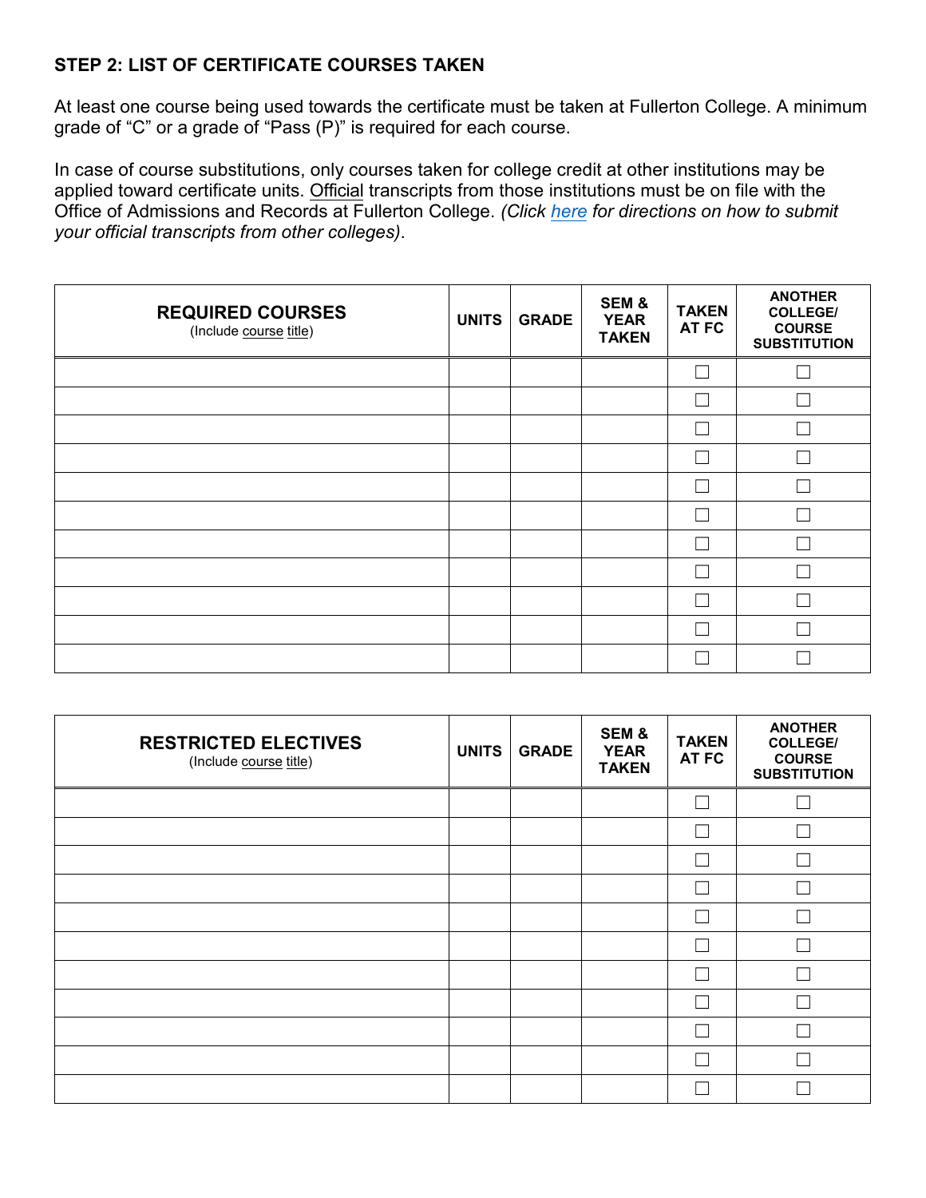### STEP 2: LIST OF CERTIFICATE COURSES TAKEN

At least one course being used towards the certificate must be taken at Fullerton College. A minimum grade of "C" or a grade of "Pass (P)" is required for each course.

In case of course substitutions, only courses taken for college credit at other institutions may be applied toward certificate units. Official transcripts from those institutions must be on file with the Office of Admissions and Records at Fullerton College. *(Click here for directions on how to submit your official transcripts from other colleges)*.

| **REQUIRED COURSES** (Include course title) | **UNITS** | **GRADE** | **SEM & YEAR TAKEN** | **TAKEN AT FC** | **ANOTHER COLLEGE/ COURSE SUBSTITUTION** |
|---|---|---|---|---|---|
| | | | | ☐ | ☐ |
| | | | | ☐ | ☐ |
| | | | | ☐ | ☐ |
| | | | | ☐ | ☐ |
| | | | | ☐ | ☐ |
| | | | | ☐ | ☐ |
| | | | | ☐ | ☐ |
| | | | | ☐ | ☐ |
| | | | | ☐ | ☐ |
| | | | | ☐ | ☐ |
| | | | | ☐ | ☐ |

| **RESTRICTED ELECTIVES** (Include course title) | **UNITS** | **GRADE** | **SEM & YEAR TAKEN** | **TAKEN AT FC** | **ANOTHER COLLEGE/ COURSE SUBSTITUTION** |
|---|---|---|---|---|---|
| | | | | ☐ | ☐ |
| | | | | ☐ | ☐ |
| | | | | ☐ | ☐ |
| | | | | ☐ | ☐ |
| | | | | ☐ | ☐ |
| | | | | ☐ | ☐ |
| | | | | ☐ | ☐ |
| | | | | ☐ | ☐ |
| | | | | ☐ | ☐ |
| | | | | ☐ | ☐ |
| | | | | ☐ | ☐ |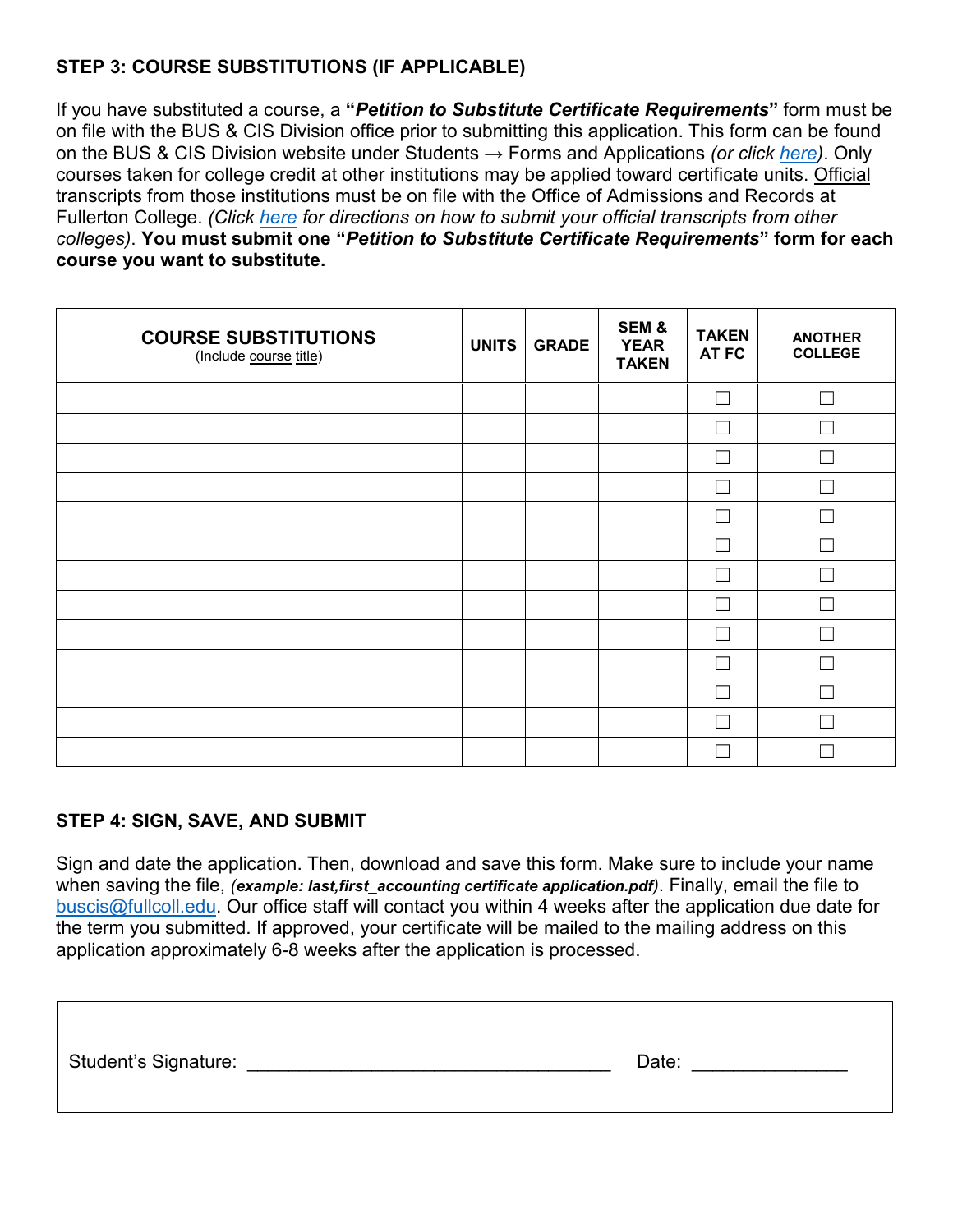### STEP 3: COURSE SUBSTITUTIONS (IF APPLICABLE)

If you have substituted a course, a **"*Petition to Substitute Certificate Requirements*"** form must be on file with the BUS & CIS Division office prior to submitting this application. This form can be found on the BUS & CIS Division website under Students → Forms and Applications *(or click here)*. Only courses taken for college credit at other institutions may be applied toward certificate units. Official transcripts from those institutions must be on file with the Office of Admissions and Records at Fullerton College. *(Click here for directions on how to submit your official transcripts from other colleges)*. **You must submit one "*Petition to Substitute Certificate Requirements*" form for each course you want to substitute.**

| COURSE SUBSTITUTIONS (Include course title) | UNITS | GRADE | SEM & YEAR TAKEN | TAKEN AT FC | ANOTHER COLLEGE |
|---|---|---|---|---|---|
| | | | | ☐ | ☐ |
| | | | | ☐ | ☐ |
| | | | | ☐ | ☐ |
| | | | | ☐ | ☐ |
| | | | | ☐ | ☐ |
| | | | | ☐ | ☐ |
| | | | | ☐ | ☐ |
| | | | | ☐ | ☐ |
| | | | | ☐ | ☐ |
| | | | | ☐ | ☐ |
| | | | | ☐ | ☐ |
| | | | | ☐ | ☐ |
| | | | | ☐ | ☐ |

### STEP 4: SIGN, SAVE, AND SUBMIT

Sign and date the application. Then, download and save this form. Make sure to include your name when saving the file, ***(example: last,first_accounting certificate application.pdf)***. Finally, email the file to buscis@fullcoll.edu. Our office staff will contact you within 4 weeks after the application due date for the term you submitted. If approved, your certificate will be mailed to the mailing address on this application approximately 6-8 weeks after the application is processed.

Student's Signature: ___________________________________ Date: _______________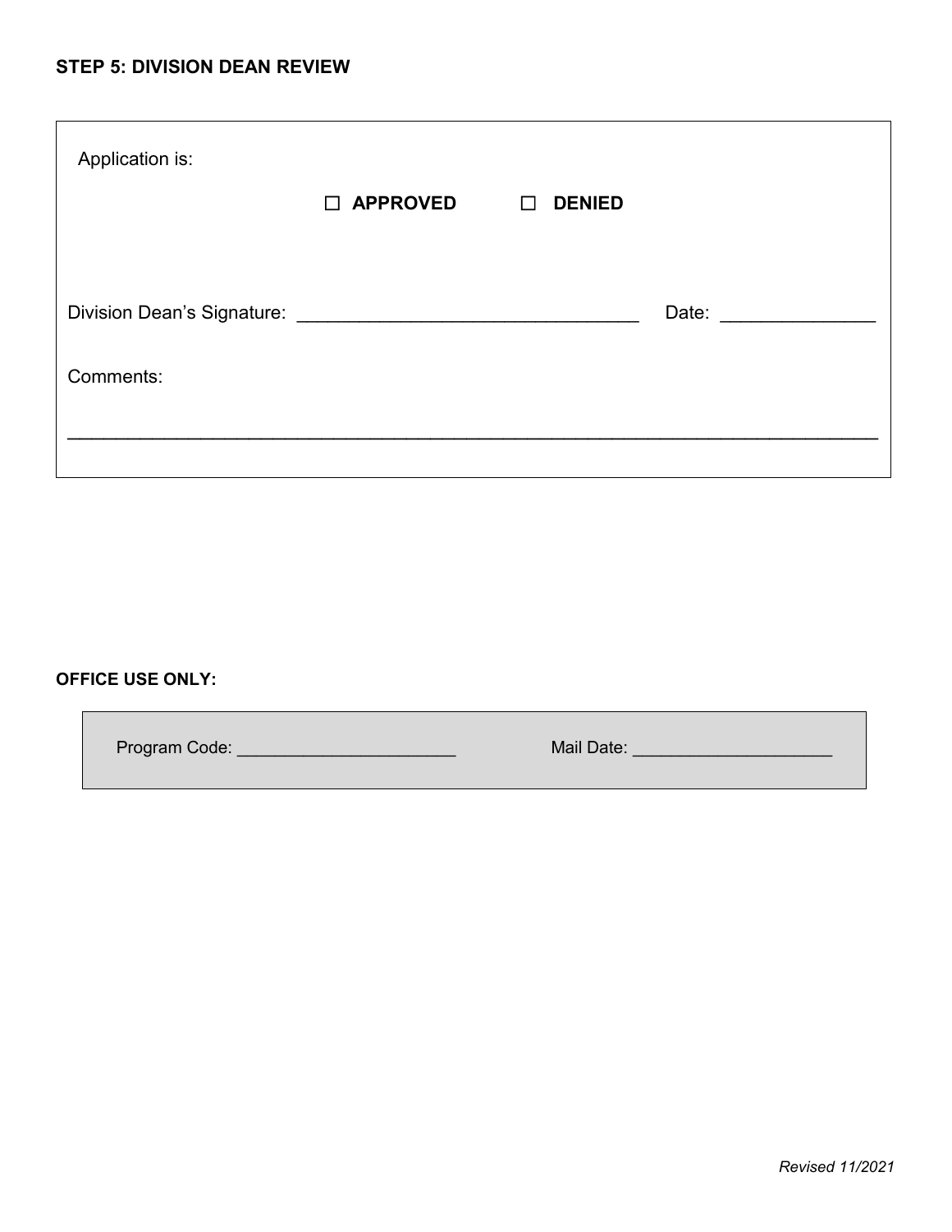**STEP 5: DIVISION DEAN REVIEW**

Application is:

☐ **APPROVED** ☐ **DENIED**

Division Dean's Signature: ________________________________ Date: ______________

Comments:

_______________________________________________________________________________

**OFFICE USE ONLY:**

Program Code: ______________________ Mail Date: ____________________

*Revised 11/2021*